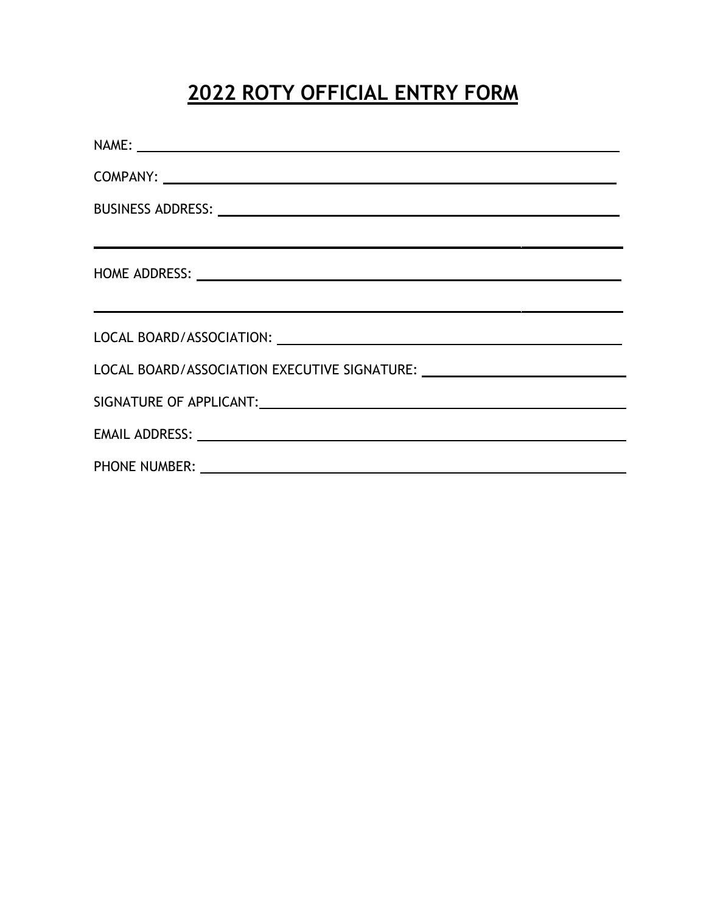# 2022 ROTY OFFICIAL ENTRY FORM

NAME: ______________________________________________________________

COMPANY: ___________________________________________________________

BUSINESS ADDRESS: __________________________________________________

____________________________________________________________________

HOME ADDRESS: ______________________________________________________

____________________________________________________________________

LOCAL BOARD/ASSOCIATION: ___________________________________________

LOCAL BOARD/ASSOCIATION EXECUTIVE SIGNATURE: _______________________

SIGNATURE OF APPLICANT: ____________________________________________

EMAIL ADDRESS: _____________________________________________________

PHONE NUMBER: ______________________________________________________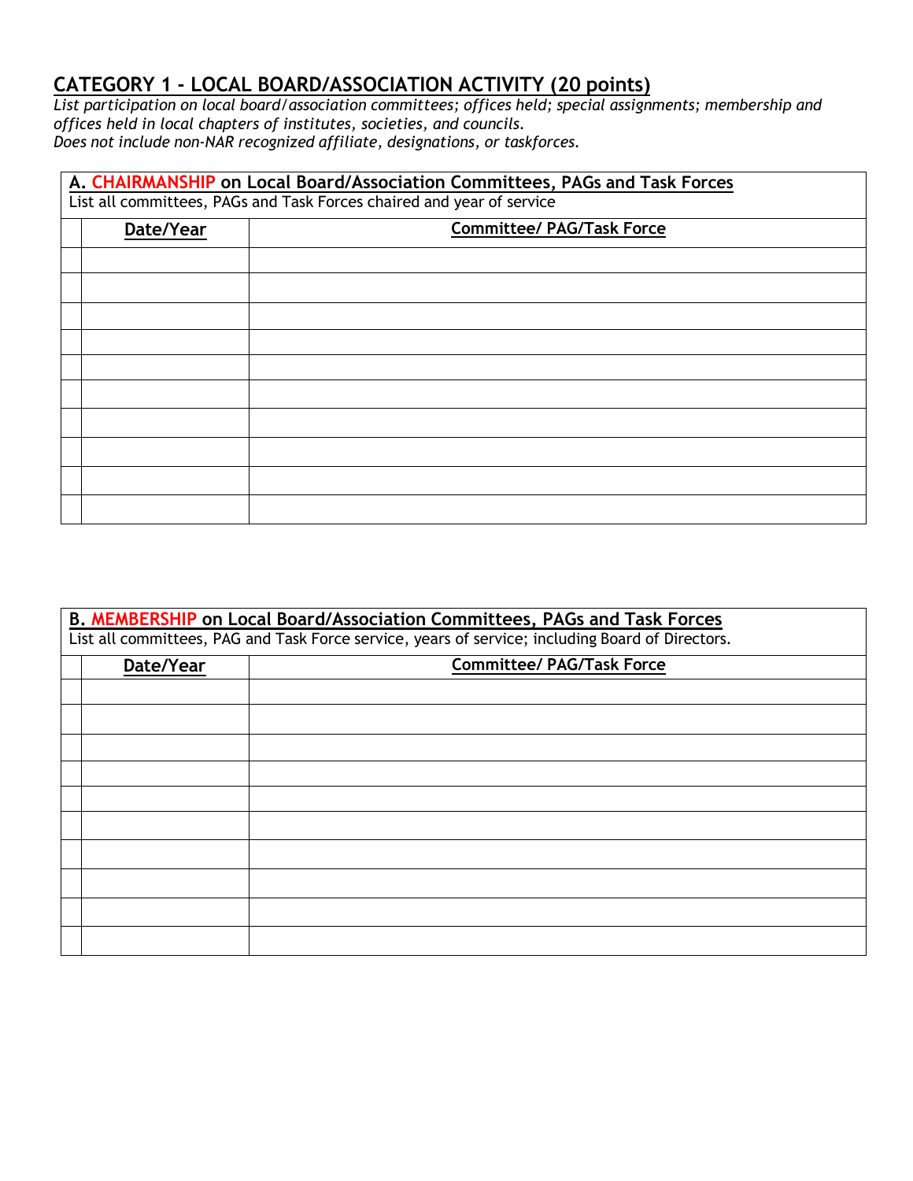## CATEGORY 1 - LOCAL BOARD/ASSOCIATION ACTIVITY (20 points)

*List participation on local board/association committees; offices held; special assignments; membership and offices held in local chapters of institutes, societies, and councils.*
*Does not include non-NAR recognized affiliate, designations, or taskforces.*

**A. CHAIRMANSHIP on Local Board/Association Committees, PAGs and Task Forces**
List all committees, PAGs and Task Forces chaired and year of service

| | Date/Year | Committee/ PAG/Task Force |
|---|---|---|
| | | |
| | | |
| | | |
| | | |
| | | |
| | | |
| | | |
| | | |
| | | |
| | | |

**B. MEMBERSHIP on Local Board/Association Committees, PAGs and Task Forces**
List all committees, PAG and Task Force service, years of service; including Board of Directors.

| | Date/Year | Committee/ PAG/Task Force |
|---|---|---|
| | | |
| | | |
| | | |
| | | |
| | | |
| | | |
| | | |
| | | |
| | | |
| | | |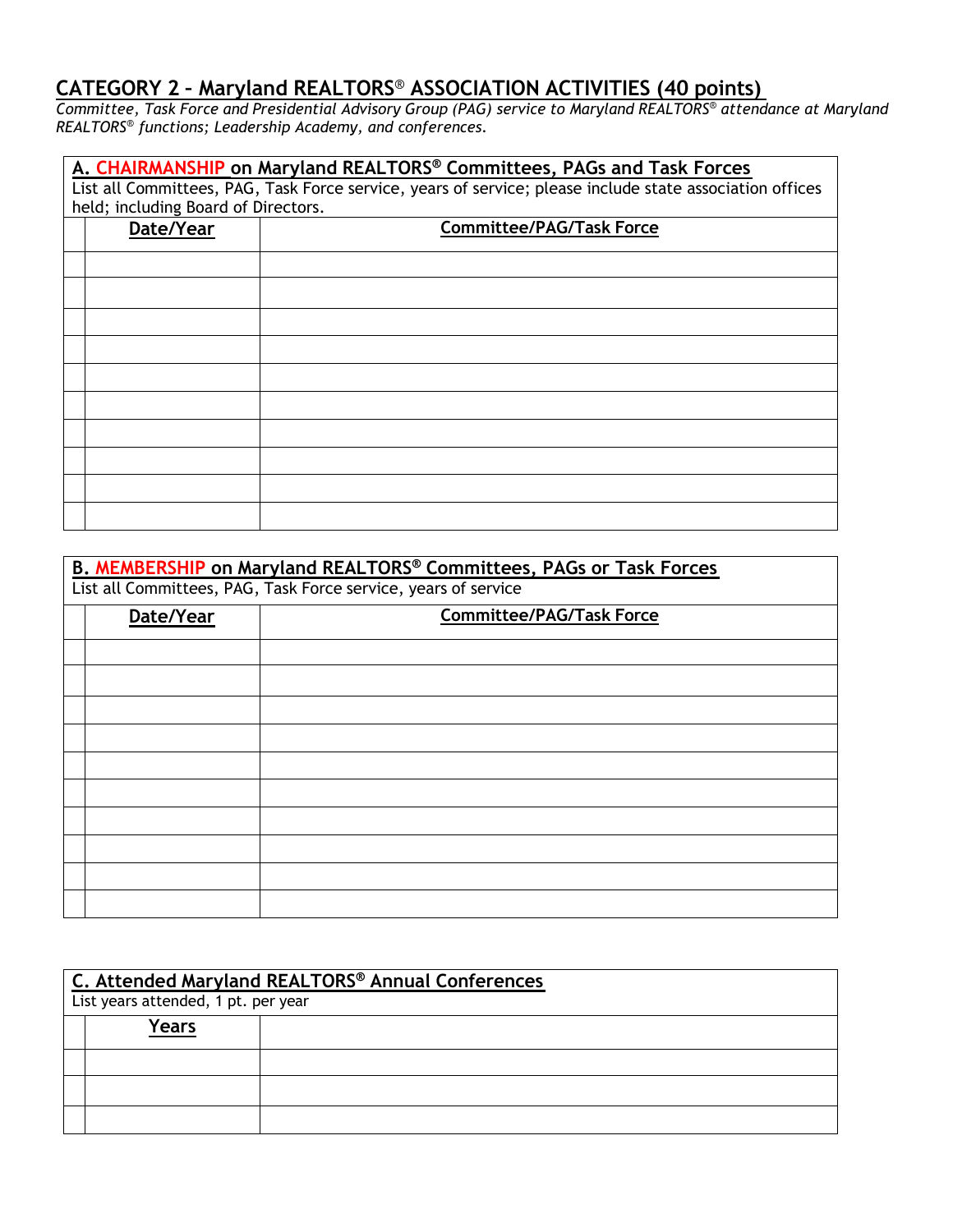## CATEGORY 2 – Maryland REALTORS® ASSOCIATION ACTIVITIES (40 points)

*Committee, Task Force and Presidential Advisory Group (PAG) service to Maryland REALTORS® attendance at Maryland REALTORS® functions; Leadership Academy, and conferences.*

### A. CHAIRMANSHIP on Maryland REALTORS® Committees, PAGs and Task Forces

List all Committees, PAG, Task Force service, years of service; please include state association offices held; including Board of Directors.

| | Date/Year | Committee/PAG/Task Force |
|---|---|---|
| | | |
| | | |
| | | |
| | | |
| | | |
| | | |
| | | |
| | | |
| | | |
| | | |

### B. MEMBERSHIP on Maryland REALTORS® Committees, PAGs or Task Forces

List all Committees, PAG, Task Force service, years of service

| | Date/Year | Committee/PAG/Task Force |
|---|---|---|
| | | |
| | | |
| | | |
| | | |
| | | |
| | | |
| | | |
| | | |
| | | |
| | | |

### C. Attended Maryland REALTORS® Annual Conferences

List years attended, 1 pt. per year

| | Years | |
|---|---|---|
| | | |
| | | |
| | | |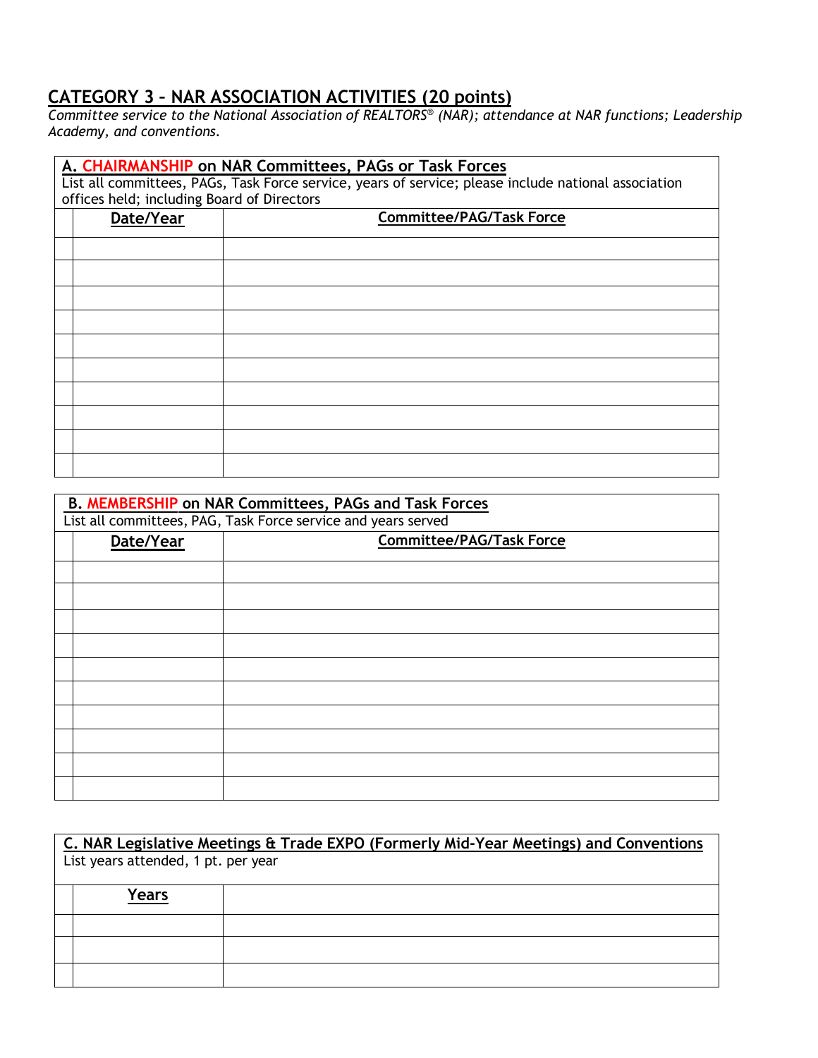## CATEGORY 3 – NAR ASSOCIATION ACTIVITIES (20 points)

*Committee service to the National Association of REALTORS® (NAR); attendance at NAR functions; Leadership Academy, and conventions.*

### A. CHAIRMANSHIP on NAR Committees, PAGs or Task Forces

List all committees, PAGs, Task Force service, years of service; please include national association offices held; including Board of Directors

| | Date/Year | Committee/PAG/Task Force |
|---|---|---|
| | | |
| | | |
| | | |
| | | |
| | | |
| | | |
| | | |
| | | |
| | | |
| | | |

### B. MEMBERSHIP on NAR Committees, PAGs and Task Forces

List all committees, PAG, Task Force service and years served

| | Date/Year | Committee/PAG/Task Force |
|---|---|---|
| | | |
| | | |
| | | |
| | | |
| | | |
| | | |
| | | |
| | | |
| | | |
| | | |

### C. NAR Legislative Meetings & Trade EXPO (Formerly Mid-Year Meetings) and Conventions

List years attended, 1 pt. per year

| | Years | |
|---|---|---|
| | | |
| | | |
| | | |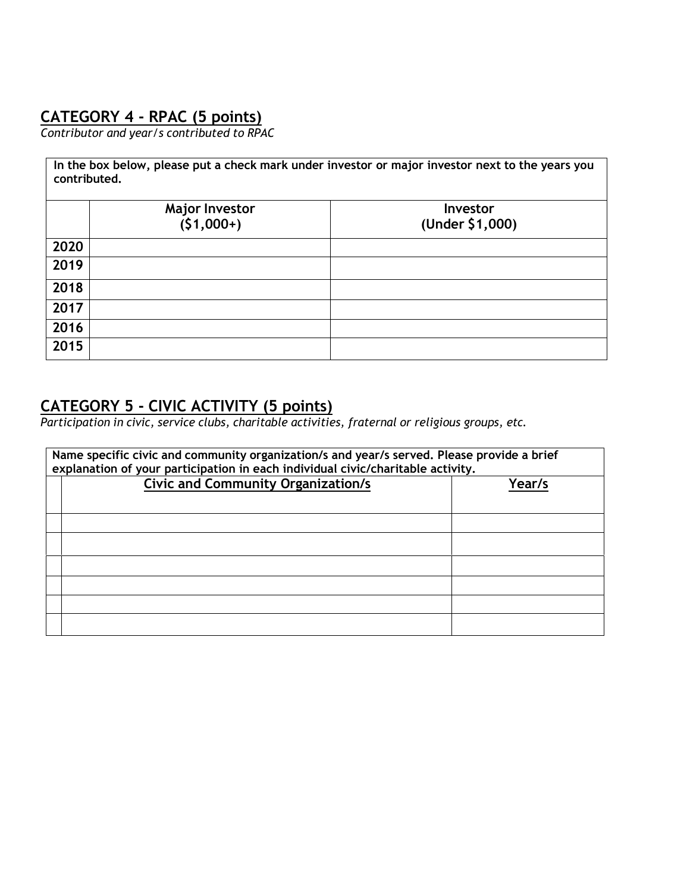## CATEGORY 4 - RPAC (5 points)

*Contributor and year/s contributed to RPAC*

**In the box below, please put a check mark under investor or major investor next to the years you contributed.**

| | Major Investor ($1,000+) | Investor (Under $1,000) |
|---|---|---|
| 2020 | | |
| 2019 | | |
| 2018 | | |
| 2017 | | |
| 2016 | | |
| 2015 | | |

## CATEGORY 5 - CIVIC ACTIVITY (5 points)

*Participation in civic, service clubs, charitable activities, fraternal or religious groups, etc.*

**Name specific civic and community organization/s and year/s served. Please provide a brief explanation of your participation in each individual civic/charitable activity.**

| | Civic and Community Organization/s | Year/s |
|---|---|---|
| | | |
| | | |
| | | |
| | | |
| | | |
| | | |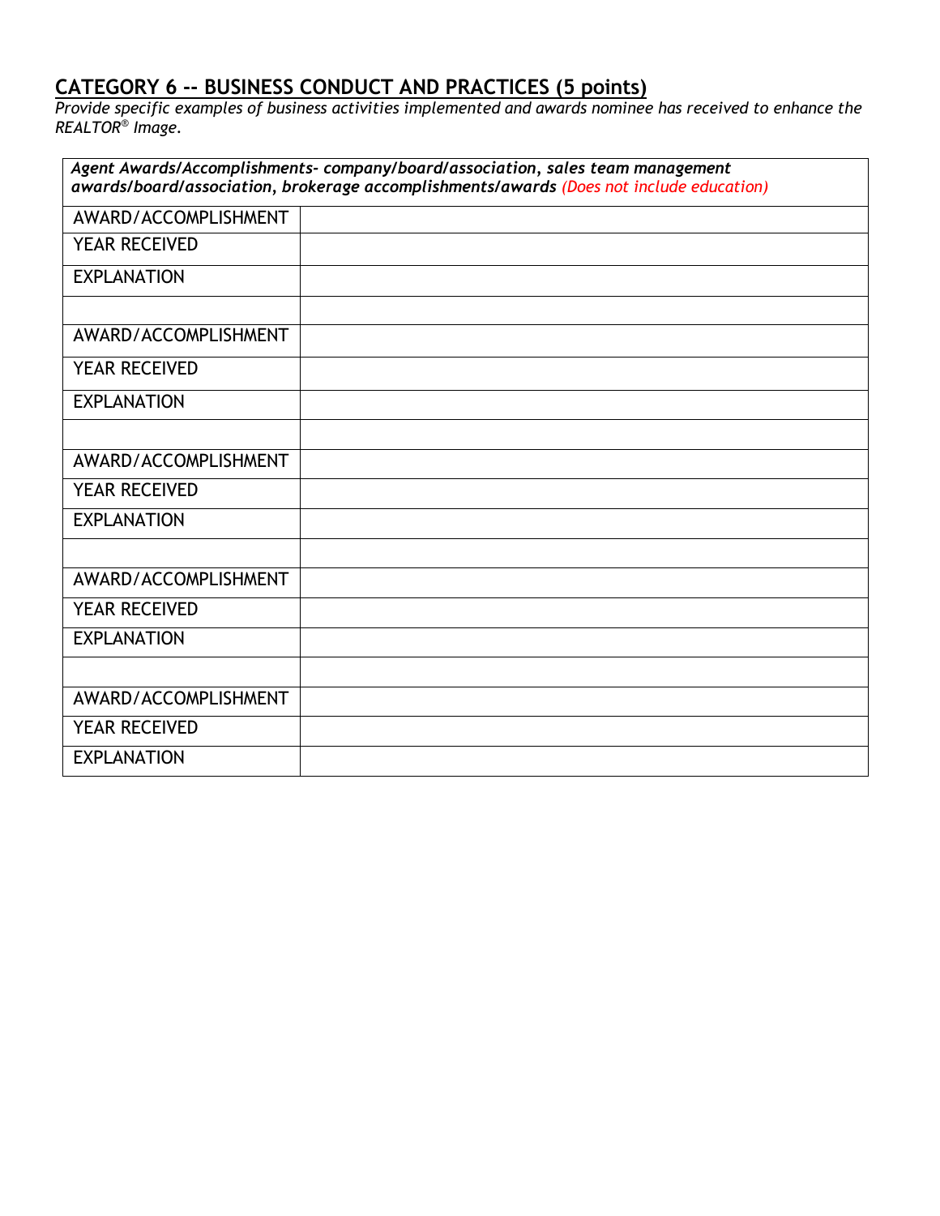## CATEGORY 6 -- BUSINESS CONDUCT AND PRACTICES (5 points)

*Provide specific examples of business activities implemented and awards nominee has received to enhance the REALTOR® Image.*

| *Agent Awards/Accomplishments- company/board/association, sales team management awards/board/association, brokerage accomplishments/awards (Does not include education)* | |
|---|---|
| AWARD/ACCOMPLISHMENT | |
| YEAR RECEIVED | |
| EXPLANATION | |
| | |
| AWARD/ACCOMPLISHMENT | |
| YEAR RECEIVED | |
| EXPLANATION | |
| | |
| AWARD/ACCOMPLISHMENT | |
| YEAR RECEIVED | |
| EXPLANATION | |
| | |
| AWARD/ACCOMPLISHMENT | |
| YEAR RECEIVED | |
| EXPLANATION | |
| | |
| AWARD/ACCOMPLISHMENT | |
| YEAR RECEIVED | |
| EXPLANATION | |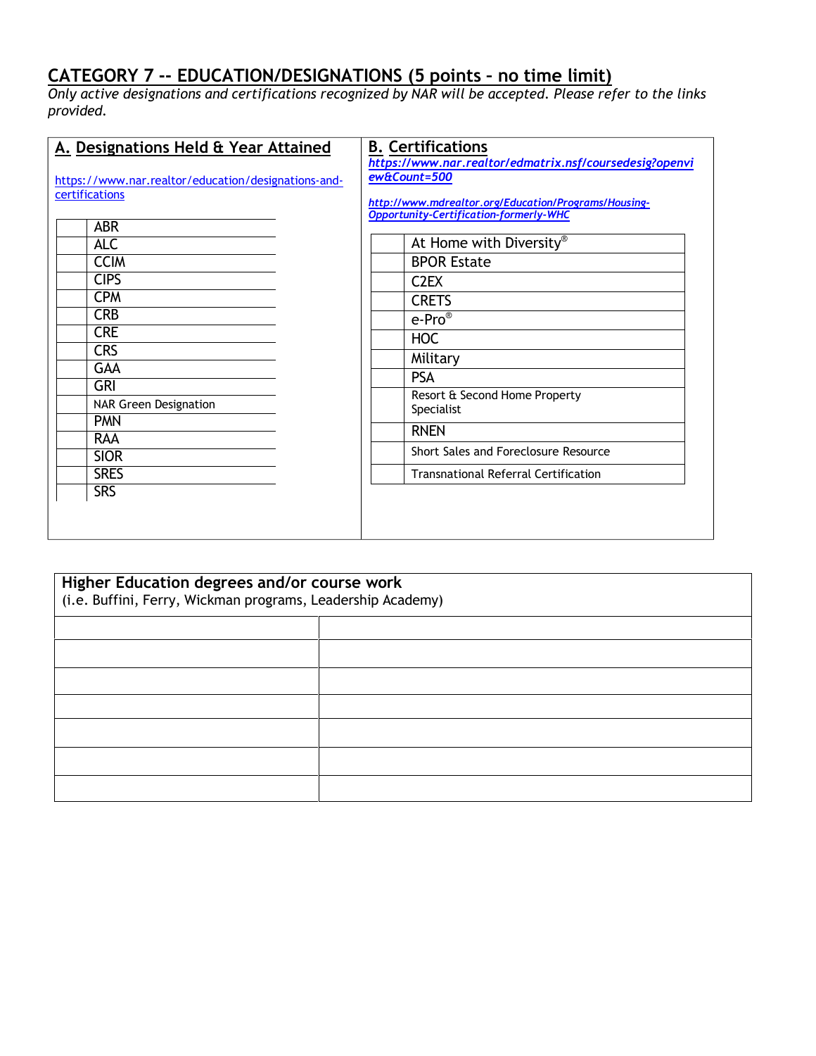## CATEGORY 7 -- EDUCATION/DESIGNATIONS (5 points – no time limit)

*Only active designations and certifications recognized by NAR will be accepted. Please refer to the links provided.*

### A. Designations Held & Year Attained

https://www.nar.realtor/education/designations-and-certifications

| | |
|---|---|
| | ABR |
| | ALC |
| | CCIM |
| | CIPS |
| | CPM |
| | CRB |
| | CRE |
| | CRS |
| | GAA |
| | GRI |
| | NAR Green Designation |
| | PMN |
| | RAA |
| | SIOR |
| | SRES |
| | SRS |

### B. Certifications

***https://www.nar.realtor/edmatrix.nsf/coursedesig?openview&Count=500***

***http://www.mdrealtor.org/Education/Programs/Housing-Opportunity-Certification-formerly-WHC***

| | |
|---|---|
| | At Home with Diversity® |
| | BPOR Estate |
| | C2EX |
| | CRETS |
| | e-Pro® |
| | HOC |
| | Military |
| | PSA |
| | Resort & Second Home Property Specialist |
| | RNEN |
| | Short Sales and Foreclosure Resource |
| | Transnational Referral Certification |

**Higher Education degrees and/or course work**
(i.e. Buffini, Ferry, Wickman programs, Leadership Academy)

| | |
|---|---|
| | |
| | |
| | |
| | |
| | |
| | |
| | |